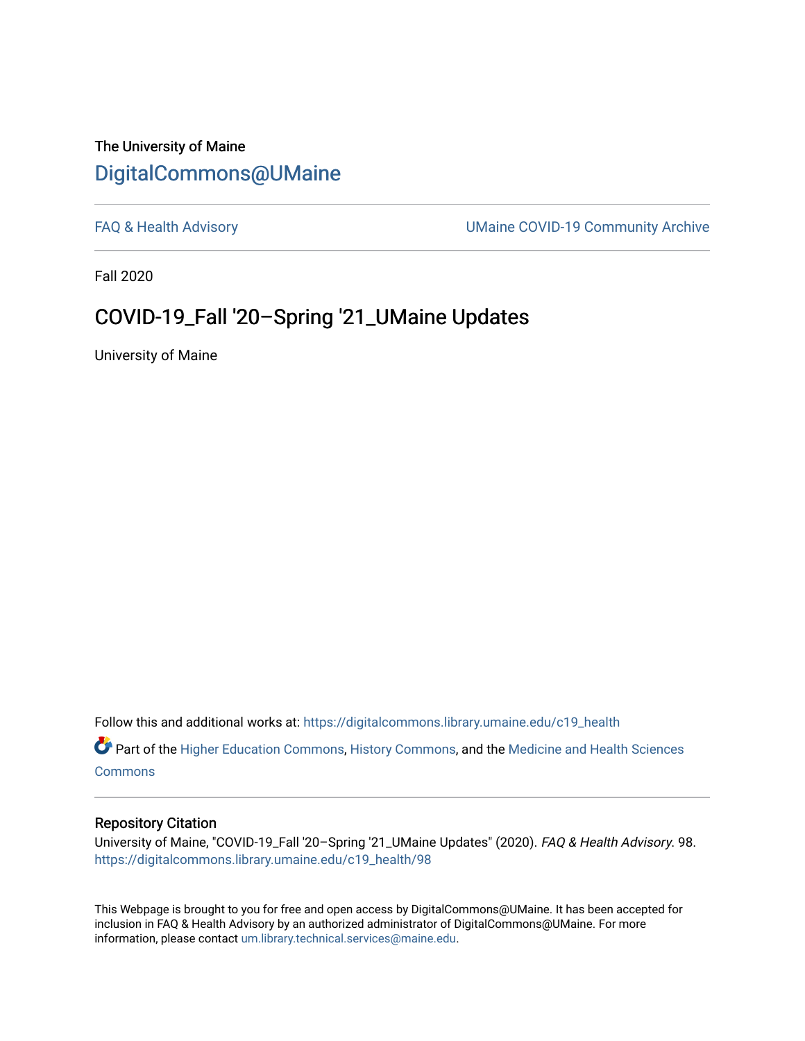The University of Maine

# DigitalCommons@UMaine

FAQ & Health Advisory | UMaine COVID-19 Community Archive

Fall 2020

## COVID-19_Fall '20–Spring '21_UMaine Updates

University of Maine

Follow this and additional works at: https://digitalcommons.library.umaine.edu/c19_health

Part of the Higher Education Commons, History Commons, and the Medicine and Health Sciences Commons

### Repository Citation

University of Maine, "COVID-19_Fall '20–Spring '21_UMaine Updates" (2020). *FAQ & Health Advisory*. 98.
https://digitalcommons.library.umaine.edu/c19_health/98

This Webpage is brought to you for free and open access by DigitalCommons@UMaine. It has been accepted for inclusion in FAQ & Health Advisory by an authorized administrator of DigitalCommons@UMaine. For more information, please contact um.library.technical.services@maine.edu.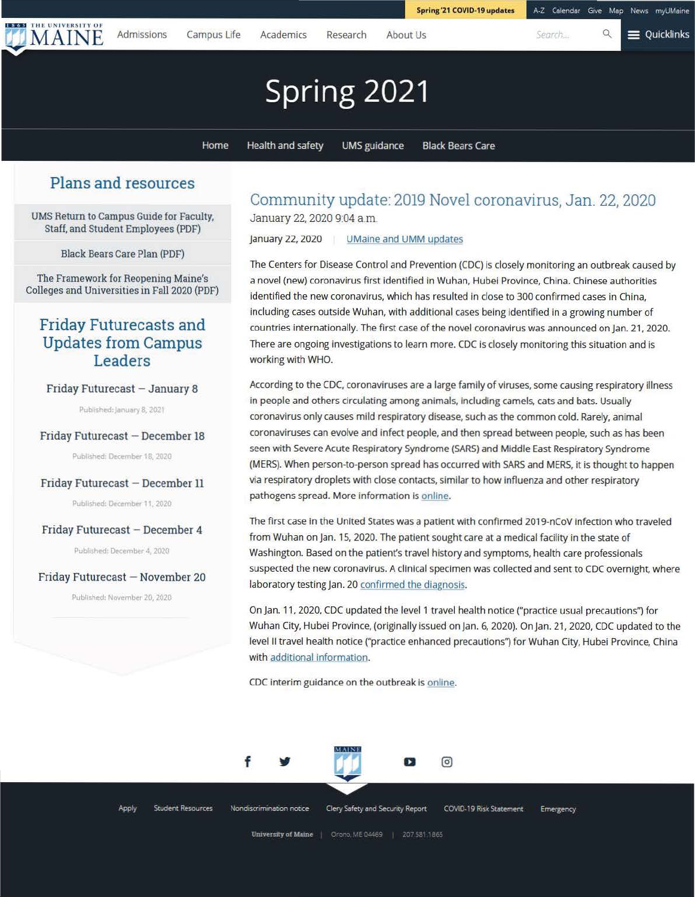Spring '21 COVID-19 updates | A-Z | Calendar | Give | Map | News | myUMaine

THE UNIVERSITY OF MAINE

Admissions | Campus Life | Academics | Research | About Us

# Spring 2021

Home | Health and safety | UMS guidance | Black Bears Care

## Plans and resources

UMS Return to Campus Guide for Faculty, Staff, and Student Employees (PDF)

Black Bears Care Plan (PDF)

The Framework for Reopening Maine's Colleges and Universities in Fall 2020 (PDF)

## Friday Futurecasts and Updates from Campus Leaders

Friday Futurecast – January 8

Published: January 8, 2021

Friday Futurecast – December 18

Published: December 18, 2020

Friday Futurecast – December 11

Published: December 11, 2020

Friday Futurecast – December 4

Published: December 4, 2020

Friday Futurecast – November 20

Published: November 20, 2020

## Community update: 2019 Novel coronavirus, Jan. 22, 2020

January 22, 2020 9:04 a.m.

January 22, 2020 | UMaine and UMM updates

The Centers for Disease Control and Prevention (CDC) is closely monitoring an outbreak caused by a novel (new) coronavirus first identified in Wuhan, Hubei Province, China. Chinese authorities identified the new coronavirus, which has resulted in close to 300 confirmed cases in China, including cases outside Wuhan, with additional cases being identified in a growing number of countries internationally. The first case of the novel coronavirus was announced on Jan. 21, 2020. There are ongoing investigations to learn more. CDC is closely monitoring this situation and is working with WHO.

According to the CDC, coronaviruses are a large family of viruses, some causing respiratory illness in people and others circulating among animals, including camels, cats and bats. Usually coronavirus only causes mild respiratory disease, such as the common cold. Rarely, animal coronaviruses can evolve and infect people, and then spread between people, such as has been seen with Severe Acute Respiratory Syndrome (SARS) and Middle East Respiratory Syndrome (MERS). When person-to-person spread has occurred with SARS and MERS, it is thought to happen via respiratory droplets with close contacts, similar to how influenza and other respiratory pathogens spread. More information is online.

The first case in the United States was a patient with confirmed 2019-nCoV infection who traveled from Wuhan on Jan. 15, 2020. The patient sought care at a medical facility in the state of Washington. Based on the patient's travel history and symptoms, health care professionals suspected the new coronavirus. A clinical specimen was collected and sent to CDC overnight, where laboratory testing Jan. 20 confirmed the diagnosis.

On Jan. 11, 2020, CDC updated the level 1 travel health notice ("practice usual precautions") for Wuhan City, Hubei Province, (originally issued on Jan. 6, 2020). On Jan. 21, 2020, CDC updated to the level II travel health notice ("practice enhanced precautions") for Wuhan City, Hubei Province, China with additional information.

CDC interim guidance on the outbreak is online.

Apply | Student Resources | Nondiscrimination notice | Clery Safety and Security Report | COVID-19 Risk Statement | Emergency

University of Maine | Orono, ME 04469 | 207.581.1865